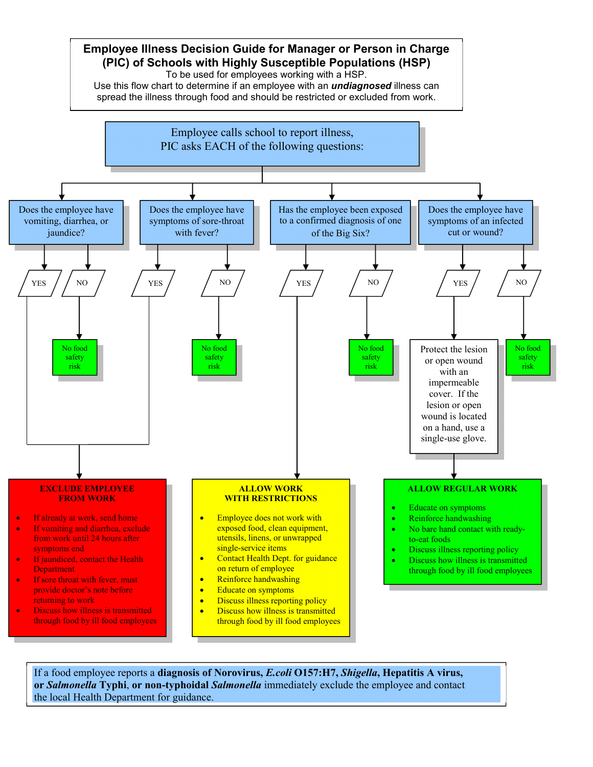# Employee Illness Decision Guide for Manager or Person in Charge (PIC) of Schools with Highly Susceptible Populations (HSP)

To be used for employees working with a HSP.
Use this flow chart to determine if an employee with an ***undiagnosed*** illness can spread the illness through food and should be restricted or excluded from work.

**Employee calls school to report illness, PIC asks EACH of the following questions:**

**Does the employee have vomiting, diarrhea, or jaundice?**
- YES → EXCLUDE EMPLOYEE FROM WORK
- NO → No food safety risk

**Does the employee have symptoms of sore-throat with fever?**
- YES → EXCLUDE EMPLOYEE FROM WORK
- NO → No food safety risk

**Has the employee been exposed to a confirmed diagnosis of one of the Big Six?**
- YES → ALLOW WORK WITH RESTRICTIONS
- NO → No food safety risk

**Does the employee have symptoms of an infected cut or wound?**
- YES → Protect the lesion or open wound with an impermeable cover. If the lesion or open wound is located on a hand, use a single-use glove. → ALLOW REGULAR WORK
- NO → No food safety risk

## EXCLUDE EMPLOYEE FROM WORK

- If already at work, send home
- If vomiting and diarrhea, exclude from work until 24 hours after symptoms end
- If jaundiced, contact the Health Department
- If sore throat with fever, must provide doctor's note before returning to work
- Discuss how illness is transmitted through food by ill food employees

## ALLOW WORK WITH RESTRICTIONS

- Employee does not work with exposed food, clean equipment, utensils, linens, or unwrapped single-service items
- Contact Health Dept. for guidance on return of employee
- Reinforce handwashing
- Educate on symptoms
- Discuss illness reporting policy
- Discuss how illness is transmitted through food by ill food employees

## ALLOW REGULAR WORK

- Educate on symptoms
- Reinforce handwashing
- No bare hand contact with ready-to-eat foods
- Discuss illness reporting policy
- Discuss how illness is transmitted through food by ill food employees

If a food employee reports a **diagnosis of Norovirus, *E.coli* O157:H7, *Shigella*, Hepatitis A virus, or *Salmonella* Typhi, or non-typhoidal *Salmonella*** immediately exclude the employee and contact the local Health Department for guidance.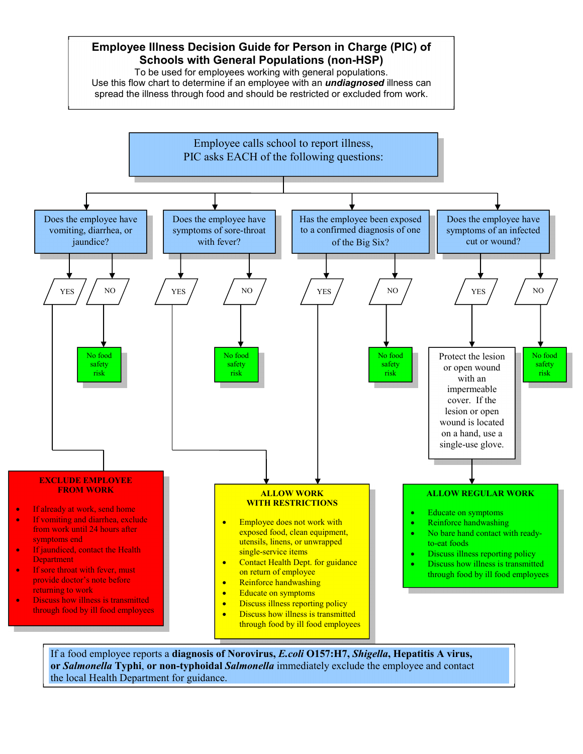# Employee Illness Decision Guide for Person in Charge (PIC) of Schools with General Populations (non-HSP)

To be used for employees working with general populations.
Use this flow chart to determine if an employee with an ***undiagnosed*** illness can spread the illness through food and should be restricted or excluded from work.

Employee calls school to report illness, PIC asks EACH of the following questions:

Does the employee have vomiting, diarrhea, or jaundice?

YES

NO

No food safety risk

Does the employee have symptoms of sore-throat with fever?

YES

NO

No food safety risk

Has the employee been exposed to a confirmed diagnosis of one of the Big Six?

YES

NO

No food safety risk

Does the employee have symptoms of an infected cut or wound?

YES

NO

No food safety risk

Protect the lesion or open wound with an impermeable cover. If the lesion or open wound is located on a hand, use a single-use glove.

**EXCLUDE EMPLOYEE FROM WORK**

- If already at work, send home
- If vomiting and diarrhea, exclude from work until 24 hours after symptoms end
- If jaundiced, contact the Health Department
- If sore throat with fever, must provide doctor's note before returning to work
- Discuss how illness is transmitted through food by ill food employees

**ALLOW WORK WITH RESTRICTIONS**

- Employee does not work with exposed food, clean equipment, utensils, linens, or unwrapped single-service items
- Contact Health Dept. for guidance on return of employee
- Reinforce handwashing
- Educate on symptoms
- Discuss illness reporting policy
- Discuss how illness is transmitted through food by ill food employees

**ALLOW REGULAR WORK**

- Educate on symptoms
- Reinforce handwashing
- No bare hand contact with ready-to-eat foods
- Discuss illness reporting policy
- Discuss how illness is transmitted through food by ill food employees

If a food employee reports a **diagnosis of Norovirus, *E.coli* O157:H7, *Shigella*, Hepatitis A virus, or *Salmonella* Typhi, or non-typhoidal *Salmonella*** immediately exclude the employee and contact the local Health Department for guidance.